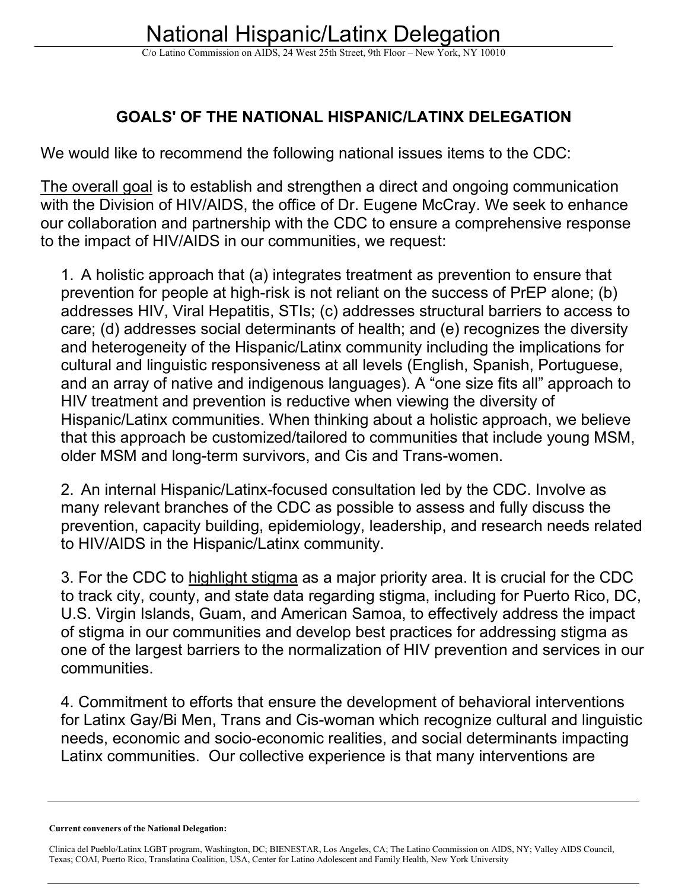# National Hispanic/Latinx Delegation

C/o Latino Commission on AIDS, 24 West 25th Street, 9th Floor – New York, NY 10010

## GOALS' OF THE NATIONAL HISPANIC/LATINX DELEGATION

We would like to recommend the following national issues items to the CDC:

The overall goal is to establish and strengthen a direct and ongoing communication with the Division of HIV/AIDS, the office of Dr. Eugene McCray. We seek to enhance our collaboration and partnership with the CDC to ensure a comprehensive response to the impact of HIV/AIDS in our communities, we request:

1. A holistic approach that (a) integrates treatment as prevention to ensure that prevention for people at high-risk is not reliant on the success of PrEP alone; (b) addresses HIV, Viral Hepatitis, STIs; (c) addresses structural barriers to access to care; (d) addresses social determinants of health; and (e) recognizes the diversity and heterogeneity of the Hispanic/Latinx community including the implications for cultural and linguistic responsiveness at all levels (English, Spanish, Portuguese, and an array of native and indigenous languages). A "one size fits all" approach to HIV treatment and prevention is reductive when viewing the diversity of Hispanic/Latinx communities. When thinking about a holistic approach, we believe that this approach be customized/tailored to communities that include young MSM, older MSM and long-term survivors, and Cis and Trans-women.

2. An internal Hispanic/Latinx-focused consultation led by the CDC. Involve as many relevant branches of the CDC as possible to assess and fully discuss the prevention, capacity building, epidemiology, leadership, and research needs related to HIV/AIDS in the Hispanic/Latinx community.

3. For the CDC to highlight stigma as a major priority area. It is crucial for the CDC to track city, county, and state data regarding stigma, including for Puerto Rico, DC, U.S. Virgin Islands, Guam, and American Samoa, to effectively address the impact of stigma in our communities and develop best practices for addressing stigma as one of the largest barriers to the normalization of HIV prevention and services in our communities.

4. Commitment to efforts that ensure the development of behavioral interventions for Latinx Gay/Bi Men, Trans and Cis-woman which recognize cultural and linguistic needs, economic and socio-economic realities, and social determinants impacting Latinx communities. Our collective experience is that many interventions are

---

**Current conveners of the National Delegation:**

Clinica del Pueblo/Latinx LGBT program, Washington, DC; BIENESTAR, Los Angeles, CA; The Latino Commission on AIDS, NY; Valley AIDS Council, Texas; COAI, Puerto Rico, Translatina Coalition, USA, Center for Latino Adolescent and Family Health, New York University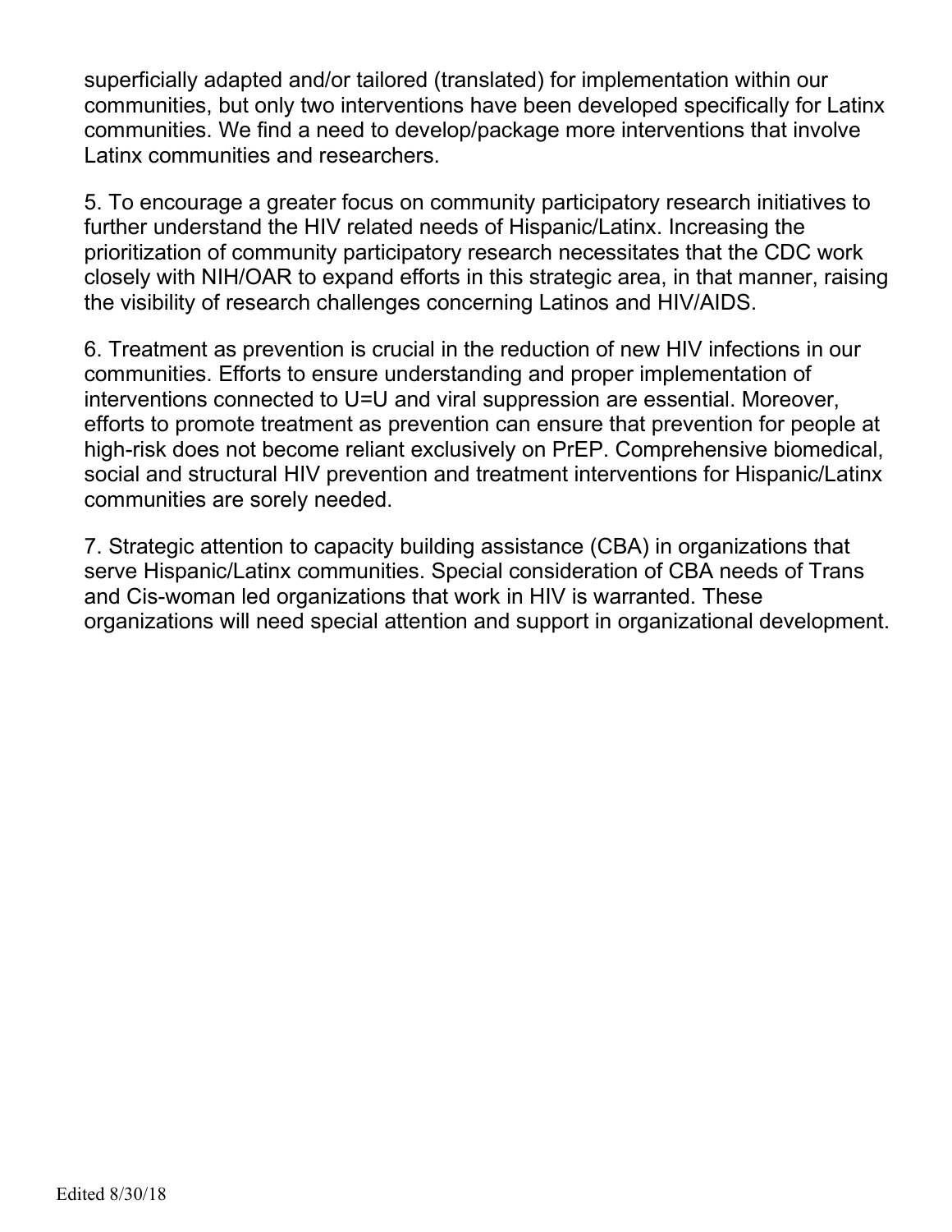superficially adapted and/or tailored (translated) for implementation within our communities, but only two interventions have been developed specifically for Latinx communities. We find a need to develop/package more interventions that involve Latinx communities and researchers.

5. To encourage a greater focus on community participatory research initiatives to further understand the HIV related needs of Hispanic/Latinx. Increasing the prioritization of community participatory research necessitates that the CDC work closely with NIH/OAR to expand efforts in this strategic area, in that manner, raising the visibility of research challenges concerning Latinos and HIV/AIDS.

6. Treatment as prevention is crucial in the reduction of new HIV infections in our communities. Efforts to ensure understanding and proper implementation of interventions connected to U=U and viral suppression are essential. Moreover, efforts to promote treatment as prevention can ensure that prevention for people at high-risk does not become reliant exclusively on PrEP. Comprehensive biomedical, social and structural HIV prevention and treatment interventions for Hispanic/Latinx communities are sorely needed.

7. Strategic attention to capacity building assistance (CBA) in organizations that serve Hispanic/Latinx communities. Special consideration of CBA needs of Trans and Cis-woman led organizations that work in HIV is warranted. These organizations will need special attention and support in organizational development.

Edited 8/30/18